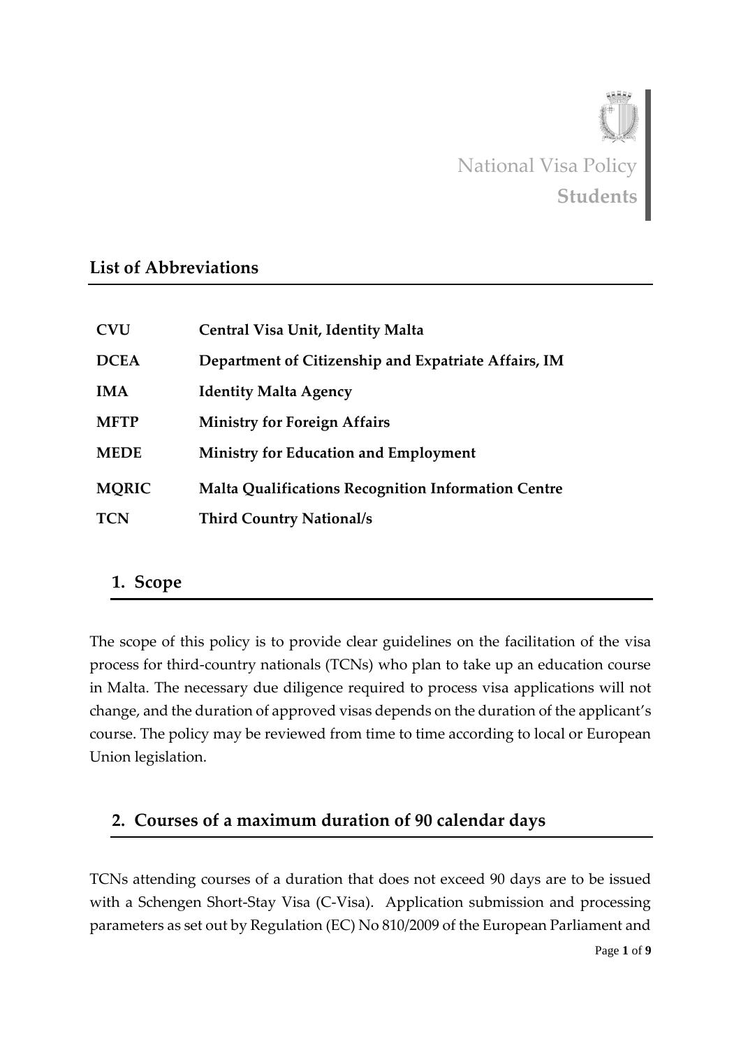National Visa Policy
**Students**

## List of Abbreviations

| | |
|---|---|
| **CVU** | **Central Visa Unit, Identity Malta** |
| **DCEA** | **Department of Citizenship and Expatriate Affairs, IM** |
| **IMA** | **Identity Malta Agency** |
| **MFTP** | **Ministry for Foreign Affairs** |
| **MEDE** | **Ministry for Education and Employment** |
| **MQRIC** | **Malta Qualifications Recognition Information Centre** |
| **TCN** | **Third Country National/s** |

## 1. Scope

The scope of this policy is to provide clear guidelines on the facilitation of the visa process for third-country nationals (TCNs) who plan to take up an education course in Malta. The necessary due diligence required to process visa applications will not change, and the duration of approved visas depends on the duration of the applicant's course. The policy may be reviewed from time to time according to local or European Union legislation.

## 2. Courses of a maximum duration of 90 calendar days

TCNs attending courses of a duration that does not exceed 90 days are to be issued with a Schengen Short-Stay Visa (C-Visa). Application submission and processing parameters as set out by Regulation (EC) No 810/2009 of the European Parliament and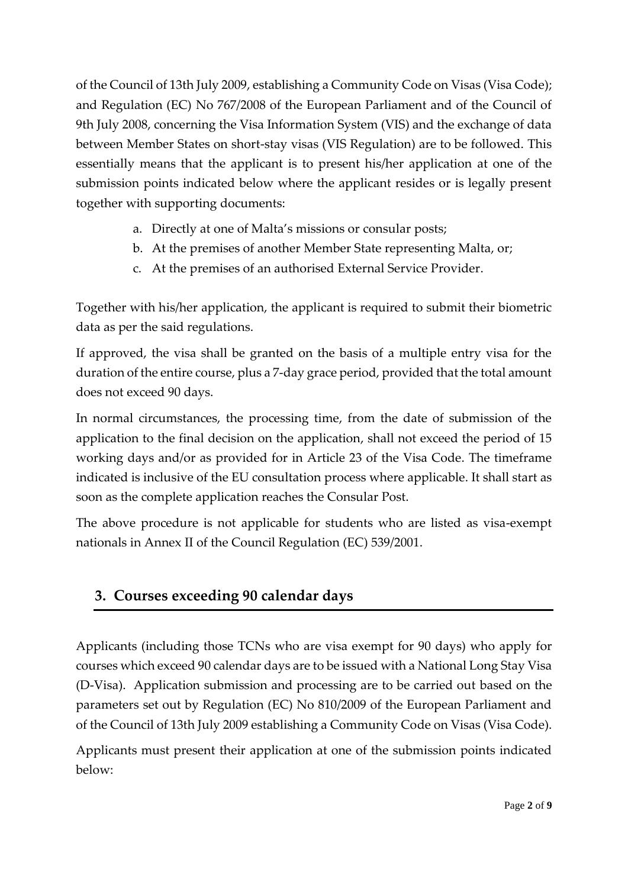of the Council of 13th July 2009, establishing a Community Code on Visas (Visa Code); and Regulation (EC) No 767/2008 of the European Parliament and of the Council of 9th July 2008, concerning the Visa Information System (VIS) and the exchange of data between Member States on short-stay visas (VIS Regulation) are to be followed. This essentially means that the applicant is to present his/her application at one of the submission points indicated below where the applicant resides or is legally present together with supporting documents:

a. Directly at one of Malta's missions or consular posts;
b. At the premises of another Member State representing Malta, or;
c. At the premises of an authorised External Service Provider.

Together with his/her application, the applicant is required to submit their biometric data as per the said regulations.

If approved, the visa shall be granted on the basis of a multiple entry visa for the duration of the entire course, plus a 7-day grace period, provided that the total amount does not exceed 90 days.

In normal circumstances, the processing time, from the date of submission of the application to the final decision on the application, shall not exceed the period of 15 working days and/or as provided for in Article 23 of the Visa Code. The timeframe indicated is inclusive of the EU consultation process where applicable. It shall start as soon as the complete application reaches the Consular Post.

The above procedure is not applicable for students who are listed as visa-exempt nationals in Annex II of the Council Regulation (EC) 539/2001.

## 3. Courses exceeding 90 calendar days

Applicants (including those TCNs who are visa exempt for 90 days) who apply for courses which exceed 90 calendar days are to be issued with a National Long Stay Visa (D-Visa). Application submission and processing are to be carried out based on the parameters set out by Regulation (EC) No 810/2009 of the European Parliament and of the Council of 13th July 2009 establishing a Community Code on Visas (Visa Code).

Applicants must present their application at one of the submission points indicated below: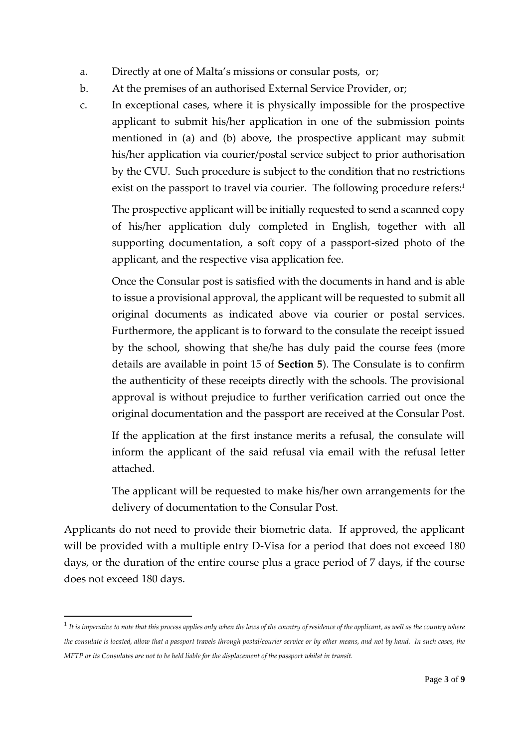a. Directly at one of Malta's missions or consular posts, or;

b. At the premises of an authorised External Service Provider, or;

c. In exceptional cases, where it is physically impossible for the prospective applicant to submit his/her application in one of the submission points mentioned in (a) and (b) above, the prospective applicant may submit his/her application via courier/postal service subject to prior authorisation by the CVU. Such procedure is subject to the condition that no restrictions exist on the passport to travel via courier. The following procedure refers:[1]

   The prospective applicant will be initially requested to send a scanned copy of his/her application duly completed in English, together with all supporting documentation, a soft copy of a passport-sized photo of the applicant, and the respective visa application fee.

   Once the Consular post is satisfied with the documents in hand and is able to issue a provisional approval, the applicant will be requested to submit all original documents as indicated above via courier or postal services. Furthermore, the applicant is to forward to the consulate the receipt issued by the school, showing that she/he has duly paid the course fees (more details are available in point 15 of **Section 5**). The Consulate is to confirm the authenticity of these receipts directly with the schools. The provisional approval is without prejudice to further verification carried out once the original documentation and the passport are received at the Consular Post.

   If the application at the first instance merits a refusal, the consulate will inform the applicant of the said refusal via email with the refusal letter attached.

   The applicant will be requested to make his/her own arrangements for the delivery of documentation to the Consular Post.

Applicants do not need to provide their biometric data. If approved, the applicant will be provided with a multiple entry D-Visa for a period that does not exceed 180 days, or the duration of the entire course plus a grace period of 7 days, if the course does not exceed 180 days.

---

[1] *It is imperative to note that this process applies only when the laws of the country of residence of the applicant, as well as the country where the consulate is located, allow that a passport travels through postal/courier service or by other means, and not by hand. In such cases, the MFTP or its Consulates are not to be held liable for the displacement of the passport whilst in transit.*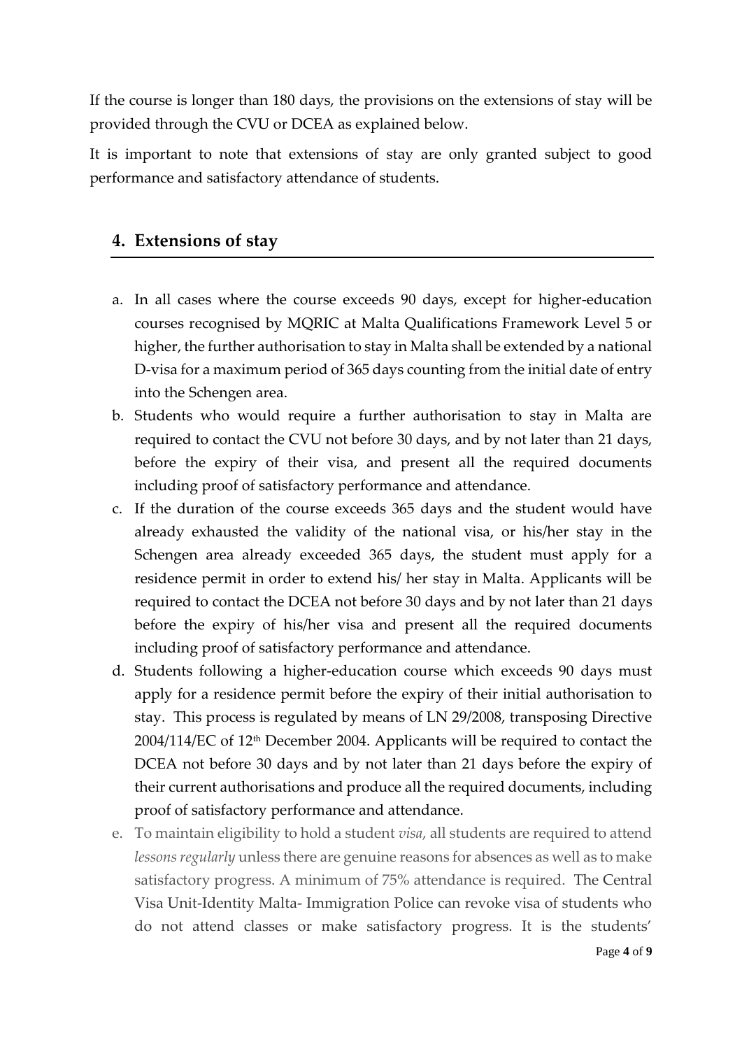If the course is longer than 180 days, the provisions on the extensions of stay will be provided through the CVU or DCEA as explained below.

It is important to note that extensions of stay are only granted subject to good performance and satisfactory attendance of students.

## 4. Extensions of stay

a. In all cases where the course exceeds 90 days, except for higher-education courses recognised by MQRIC at Malta Qualifications Framework Level 5 or higher, the further authorisation to stay in Malta shall be extended by a national D-visa for a maximum period of 365 days counting from the initial date of entry into the Schengen area.
b. Students who would require a further authorisation to stay in Malta are required to contact the CVU not before 30 days, and by not later than 21 days, before the expiry of their visa, and present all the required documents including proof of satisfactory performance and attendance.
c. If the duration of the course exceeds 365 days and the student would have already exhausted the validity of the national visa, or his/her stay in the Schengen area already exceeded 365 days, the student must apply for a residence permit in order to extend his/ her stay in Malta. Applicants will be required to contact the DCEA not before 30 days and by not later than 21 days before the expiry of his/her visa and present all the required documents including proof of satisfactory performance and attendance.
d. Students following a higher-education course which exceeds 90 days must apply for a residence permit before the expiry of their initial authorisation to stay. This process is regulated by means of LN 29/2008, transposing Directive 2004/114/EC of 12th December 2004. Applicants will be required to contact the DCEA not before 30 days and by not later than 21 days before the expiry of their current authorisations and produce all the required documents, including proof of satisfactory performance and attendance.
e. To maintain eligibility to hold a student *visa*, all students are required to attend *lessons regularly* unless there are genuine reasons for absences as well as to make satisfactory progress. A minimum of 75% attendance is required. The Central Visa Unit-Identity Malta- Immigration Police can revoke visa of students who do not attend classes or make satisfactory progress. It is the students'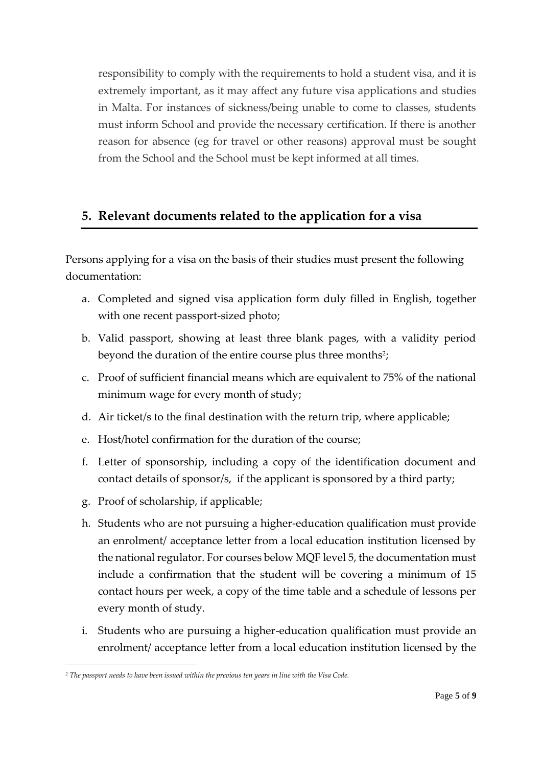responsibility to comply with the requirements to hold a student visa, and it is extremely important, as it may affect any future visa applications and studies in Malta. For instances of sickness/being unable to come to classes, students must inform School and provide the necessary certification. If there is another reason for absence (eg for travel or other reasons) approval must be sought from the School and the School must be kept informed at all times.

## 5. Relevant documents related to the application for a visa

Persons applying for a visa on the basis of their studies must present the following documentation:

a. Completed and signed visa application form duly filled in English, together with one recent passport-sized photo;

b. Valid passport, showing at least three blank pages, with a validity period beyond the duration of the entire course plus three months[2];

c. Proof of sufficient financial means which are equivalent to 75% of the national minimum wage for every month of study;

d. Air ticket/s to the final destination with the return trip, where applicable;

e. Host/hotel confirmation for the duration of the course;

f. Letter of sponsorship, including a copy of the identification document and contact details of sponsor/s, if the applicant is sponsored by a third party;

g. Proof of scholarship, if applicable;

h. Students who are not pursuing a higher-education qualification must provide an enrolment/ acceptance letter from a local education institution licensed by the national regulator. For courses below MQF level 5, the documentation must include a confirmation that the student will be covering a minimum of 15 contact hours per week, a copy of the time table and a schedule of lessons per every month of study.

i. Students who are pursuing a higher-education qualification must provide an enrolment/ acceptance letter from a local education institution licensed by the

---

*[2] The passport needs to have been issued within the previous ten years in line with the Visa Code.*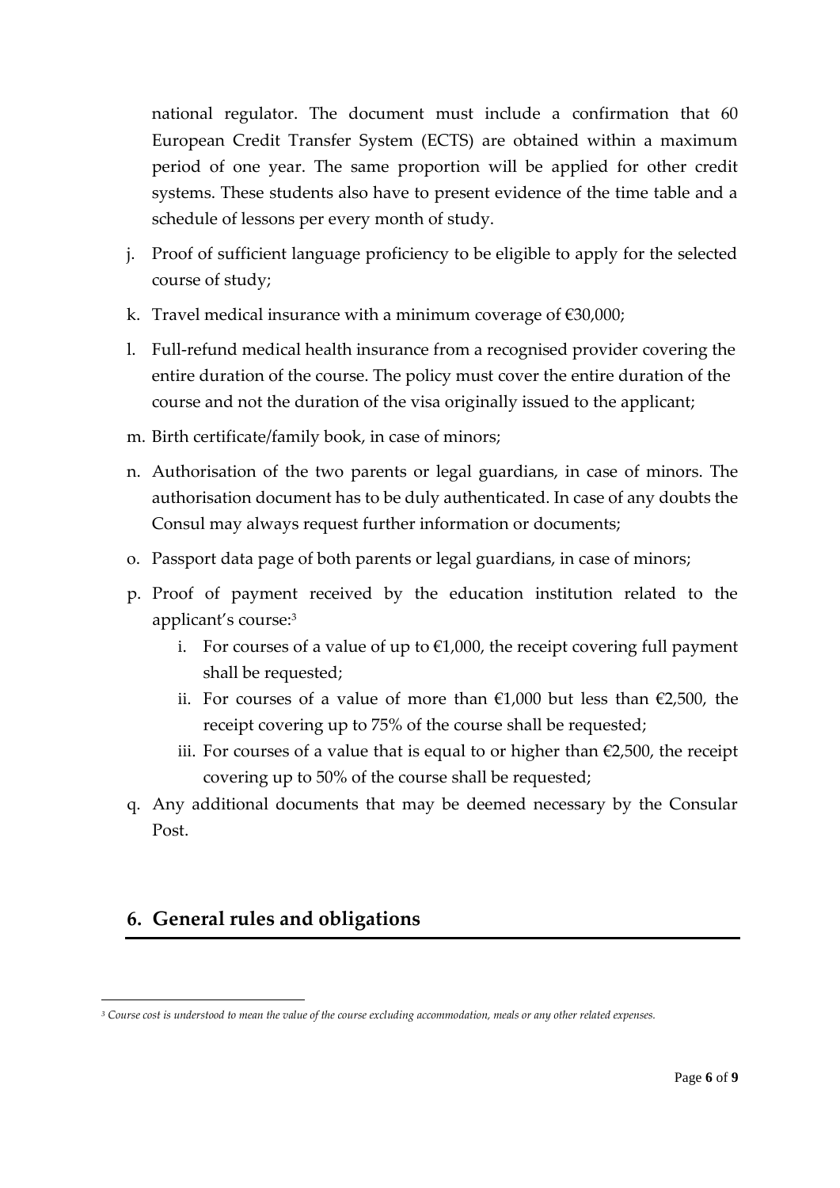national regulator. The document must include a confirmation that 60 European Credit Transfer System (ECTS) are obtained within a maximum period of one year. The same proportion will be applied for other credit systems. These students also have to present evidence of the time table and a schedule of lessons per every month of study.

j. Proof of sufficient language proficiency to be eligible to apply for the selected course of study;

k. Travel medical insurance with a minimum coverage of €30,000;

l. Full-refund medical health insurance from a recognised provider covering the entire duration of the course. The policy must cover the entire duration of the course and not the duration of the visa originally issued to the applicant;

m. Birth certificate/family book, in case of minors;

n. Authorisation of the two parents or legal guardians, in case of minors. The authorisation document has to be duly authenticated. In case of any doubts the Consul may always request further information or documents;

o. Passport data page of both parents or legal guardians, in case of minors;

p. Proof of payment received by the education institution related to the applicant's course:[3]
   i. For courses of a value of up to €1,000, the receipt covering full payment shall be requested;
   ii. For courses of a value of more than €1,000 but less than €2,500, the receipt covering up to 75% of the course shall be requested;
   iii. For courses of a value that is equal to or higher than €2,500, the receipt covering up to 50% of the course shall be requested;

q. Any additional documents that may be deemed necessary by the Consular Post.

## 6. General rules and obligations

[3] *Course cost is understood to mean the value of the course excluding accommodation, meals or any other related expenses.*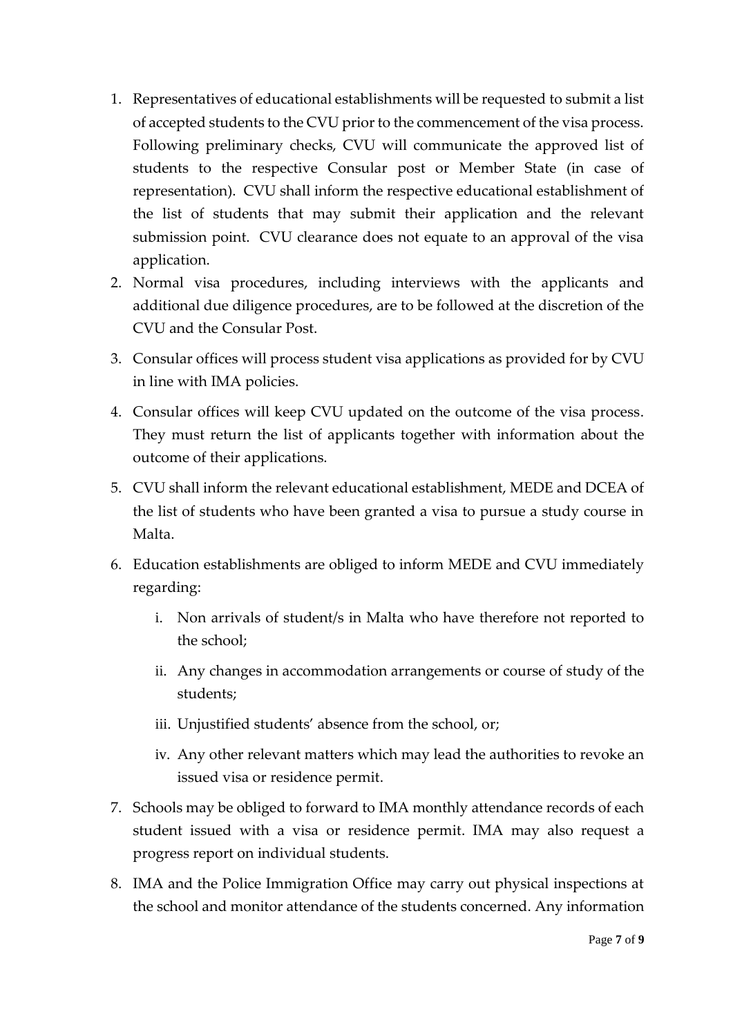1. Representatives of educational establishments will be requested to submit a list of accepted students to the CVU prior to the commencement of the visa process. Following preliminary checks, CVU will communicate the approved list of students to the respective Consular post or Member State (in case of representation). CVU shall inform the respective educational establishment of the list of students that may submit their application and the relevant submission point. CVU clearance does not equate to an approval of the visa application.
2. Normal visa procedures, including interviews with the applicants and additional due diligence procedures, are to be followed at the discretion of the CVU and the Consular Post.
3. Consular offices will process student visa applications as provided for by CVU in line with IMA policies.
4. Consular offices will keep CVU updated on the outcome of the visa process. They must return the list of applicants together with information about the outcome of their applications.
5. CVU shall inform the relevant educational establishment, MEDE and DCEA of the list of students who have been granted a visa to pursue a study course in Malta.
6. Education establishments are obliged to inform MEDE and CVU immediately regarding:
   i. Non arrivals of student/s in Malta who have therefore not reported to the school;
   ii. Any changes in accommodation arrangements or course of study of the students;
   iii. Unjustified students' absence from the school, or;
   iv. Any other relevant matters which may lead the authorities to revoke an issued visa or residence permit.
7. Schools may be obliged to forward to IMA monthly attendance records of each student issued with a visa or residence permit. IMA may also request a progress report on individual students.
8. IMA and the Police Immigration Office may carry out physical inspections at the school and monitor attendance of the students concerned. Any information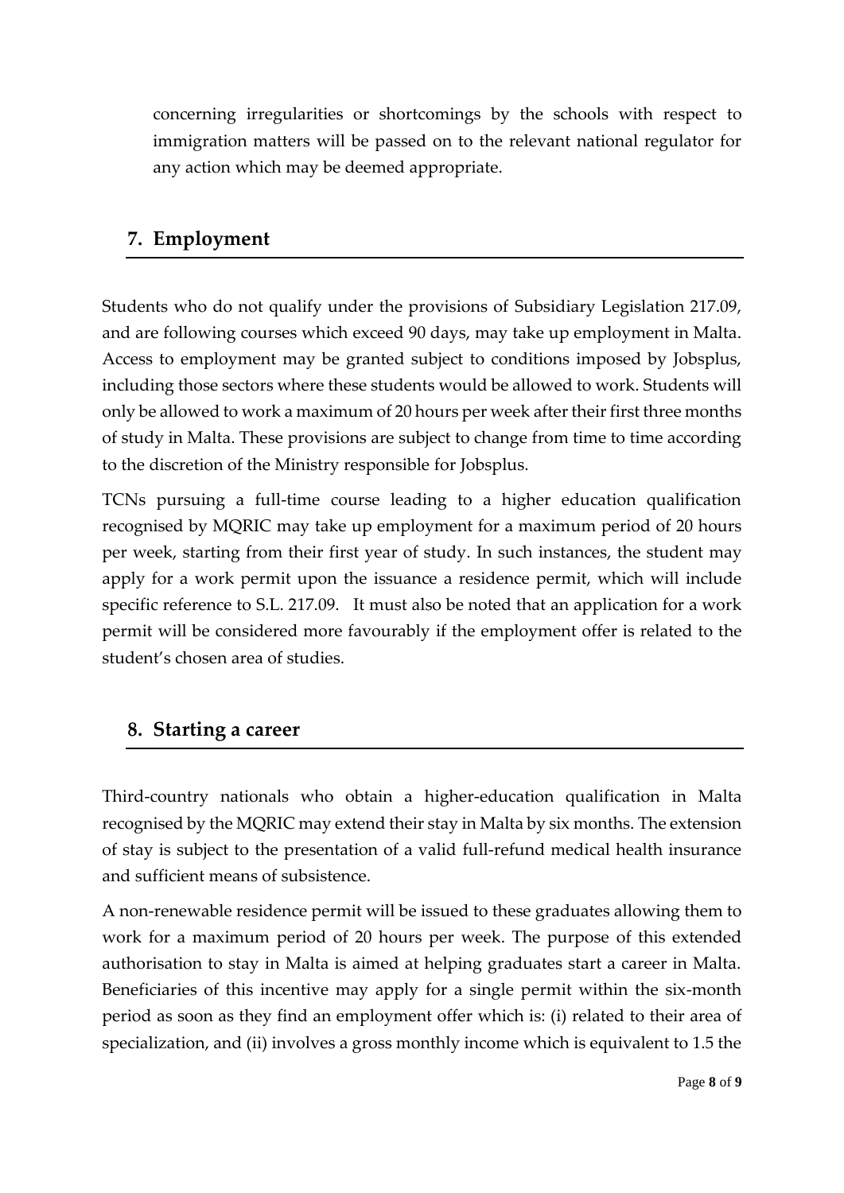concerning irregularities or shortcomings by the schools with respect to immigration matters will be passed on to the relevant national regulator for any action which may be deemed appropriate.

## 7. Employment

Students who do not qualify under the provisions of Subsidiary Legislation 217.09, and are following courses which exceed 90 days, may take up employment in Malta. Access to employment may be granted subject to conditions imposed by Jobsplus, including those sectors where these students would be allowed to work. Students will only be allowed to work a maximum of 20 hours per week after their first three months of study in Malta. These provisions are subject to change from time to time according to the discretion of the Ministry responsible for Jobsplus.

TCNs pursuing a full-time course leading to a higher education qualification recognised by MQRIC may take up employment for a maximum period of 20 hours per week, starting from their first year of study. In such instances, the student may apply for a work permit upon the issuance a residence permit, which will include specific reference to S.L. 217.09. It must also be noted that an application for a work permit will be considered more favourably if the employment offer is related to the student's chosen area of studies.

## 8. Starting a career

Third-country nationals who obtain a higher-education qualification in Malta recognised by the MQRIC may extend their stay in Malta by six months. The extension of stay is subject to the presentation of a valid full-refund medical health insurance and sufficient means of subsistence.

A non-renewable residence permit will be issued to these graduates allowing them to work for a maximum period of 20 hours per week. The purpose of this extended authorisation to stay in Malta is aimed at helping graduates start a career in Malta. Beneficiaries of this incentive may apply for a single permit within the six-month period as soon as they find an employment offer which is: (i) related to their area of specialization, and (ii) involves a gross monthly income which is equivalent to 1.5 the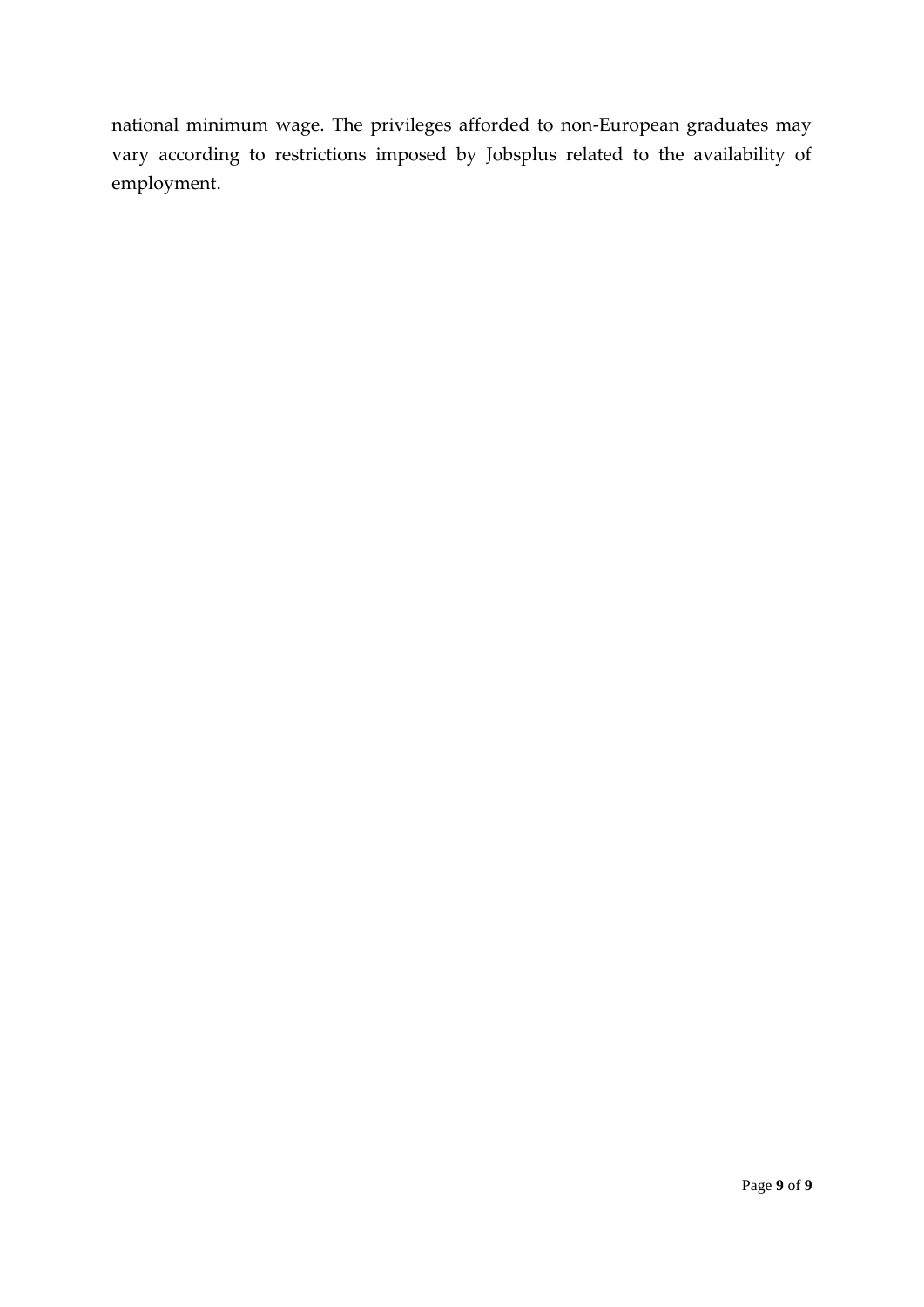national minimum wage. The privileges afforded to non-European graduates may vary according to restrictions imposed by Jobsplus related to the availability of employment.